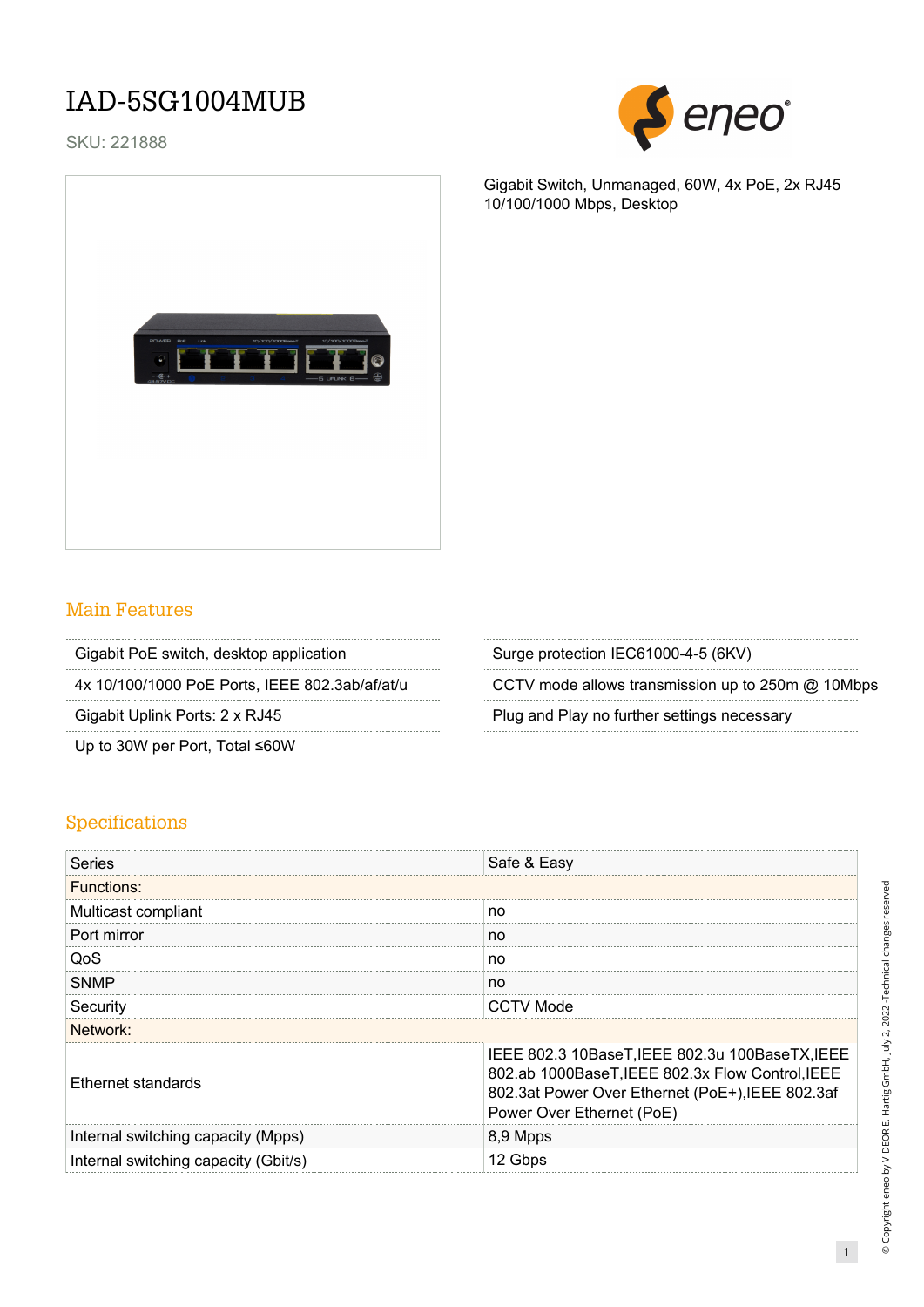# IAD-5SG1004MUB

SKU: 221888

Gigabit Switch, Unmanaged, 60W, 4x PoE, 2x RJ45 10/100/1000 Mbps, Desktop

## Main Features

- Gigabit PoE switch, desktop application
- 4x 10/100/1000 PoE Ports, IEEE 802.3ab/af/at/u
- Gigabit Uplink Ports: 2 x RJ45
- Up to 30W per Port, Total ≤60W
- Surge protection IEC61000-4-5 (6KV)
- CCTV mode allows transmission up to 250m @ 10Mbps
- Plug and Play no further settings necessary

## Specifications

| Series | Safe & Easy |
|---|---|
| **Functions:** | |
| Multicast compliant | no |
| Port mirror | no |
| QoS | no |
| SNMP | no |
| Security | CCTV Mode |
| **Network:** | |
| Ethernet standards | IEEE 802.3 10BaseT,IEEE 802.3u 100BaseTX,IEEE 802.ab 1000BaseT,IEEE 802.3x Flow Control,IEEE 802.3at Power Over Ethernet (PoE+),IEEE 802.3af Power Over Ethernet (PoE) |
| Internal switching capacity (Mpps) | 8,9 Mpps |
| Internal switching capacity (Gbit/s) | 12 Gbps |

© Copyright eneo by VIDEOR E. Hartig GmbH, July 2, 2022 -Technical changes reserved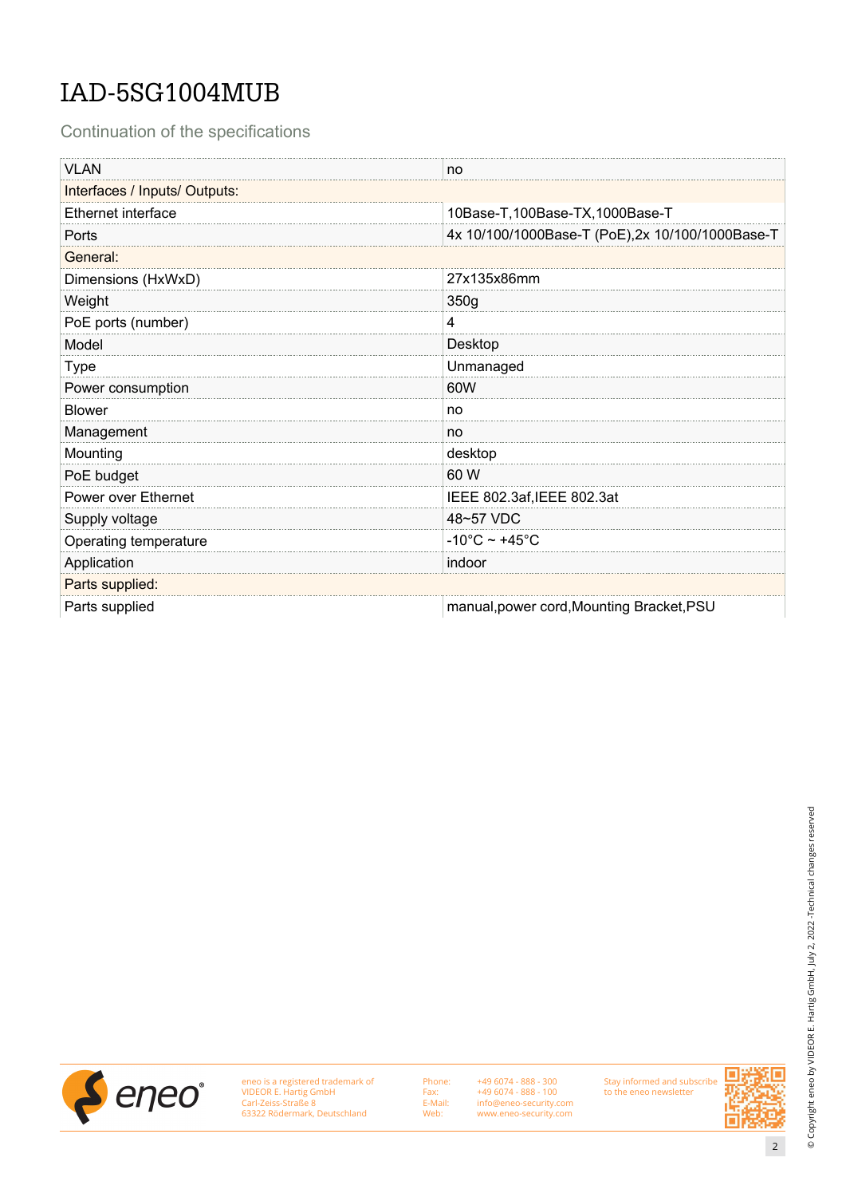# IAD-5SG1004MUB

Continuation of the specifications

| | |
|---|---|
| VLAN | no |
| Interfaces / Inputs/ Outputs: | |
| Ethernet interface | 10Base-T,100Base-TX,1000Base-T |
| Ports | 4x 10/100/1000Base-T (PoE),2x 10/100/1000Base-T |
| General: | |
| Dimensions (HxWxD) | 27x135x86mm |
| Weight | 350g |
| PoE ports (number) | 4 |
| Model | Desktop |
| Type | Unmanaged |
| Power consumption | 60W |
| Blower | no |
| Management | no |
| Mounting | desktop |
| PoE budget | 60 W |
| Power over Ethernet | IEEE 802.3af,IEEE 802.3at |
| Supply voltage | 48~57 VDC |
| Operating temperature | -10°C ~ +45°C |
| Application | indoor |
| Parts supplied: | |
| Parts supplied | manual,power cord,Mounting Bracket,PSU |

eneo is a registered trademark of VIDEOR E. Hartig GmbH
Carl-Zeiss-Straße 8
63322 Rödermark, Deutschland

Phone: +49 6074 - 888 - 300
Fax: +49 6074 - 888 - 100
E-Mail: info@eneo-security.com
Web: www.eneo-security.com

Stay informed and subscribe to the eneo newsletter

© Copyright eneo by VIDEOR E. Hartig GmbH, July 2, 2022 -Technical changes reserved